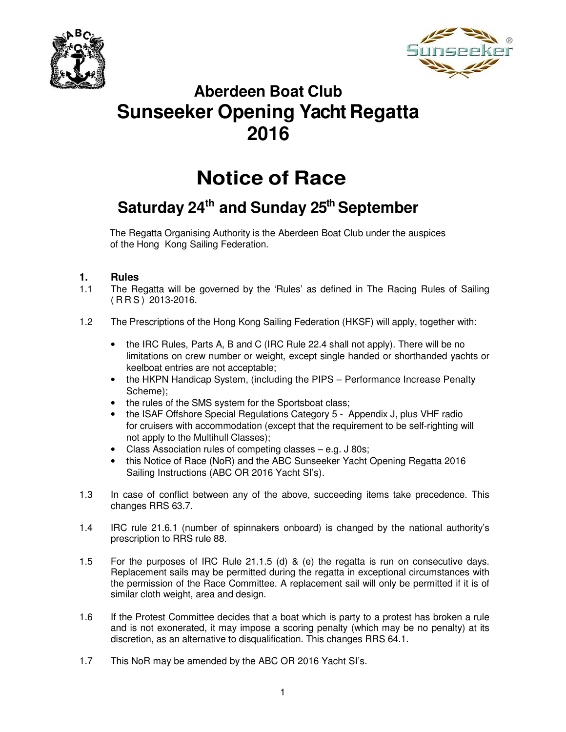# Aberdeen Boat Club
# Sunseeker Opening Yacht Regatta 2016

# Notice of Race

## Saturday 24th and Sunday 25th September

The Regatta Organising Authority is the Aberdeen Boat Club under the auspices of the Hong Kong Sailing Federation.

### 1. Rules

1.1 The Regatta will be governed by the 'Rules' as defined in The Racing Rules of Sailing ( R R S ) 2013-2016.

1.2 The Prescriptions of the Hong Kong Sailing Federation (HKSF) will apply, together with:

- the IRC Rules, Parts A, B and C (IRC Rule 22.4 shall not apply). There will be no limitations on crew number or weight, except single handed or shorthanded yachts or keelboat entries are not acceptable;
- the HKPN Handicap System, (including the PIPS – Performance Increase Penalty Scheme);
- the rules of the SMS system for the Sportsboat class;
- the ISAF Offshore Special Regulations Category 5 - Appendix J, plus VHF radio for cruisers with accommodation (except that the requirement to be self-righting will not apply to the Multihull Classes);
- Class Association rules of competing classes – e.g. J 80s;
- this Notice of Race (NoR) and the ABC Sunseeker Yacht Opening Regatta 2016 Sailing Instructions (ABC OR 2016 Yacht SI's).

1.3 In case of conflict between any of the above, succeeding items take precedence. This changes RRS 63.7.

1.4 IRC rule 21.6.1 (number of spinnakers onboard) is changed by the national authority's prescription to RRS rule 88.

1.5 For the purposes of IRC Rule 21.1.5 (d) & (e) the regatta is run on consecutive days. Replacement sails may be permitted during the regatta in exceptional circumstances with the permission of the Race Committee. A replacement sail will only be permitted if it is of similar cloth weight, area and design.

1.6 If the Protest Committee decides that a boat which is party to a protest has broken a rule and is not exonerated, it may impose a scoring penalty (which may be no penalty) at its discretion, as an alternative to disqualification. This changes RRS 64.1.

1.7 This NoR may be amended by the ABC OR 2016 Yacht SI's.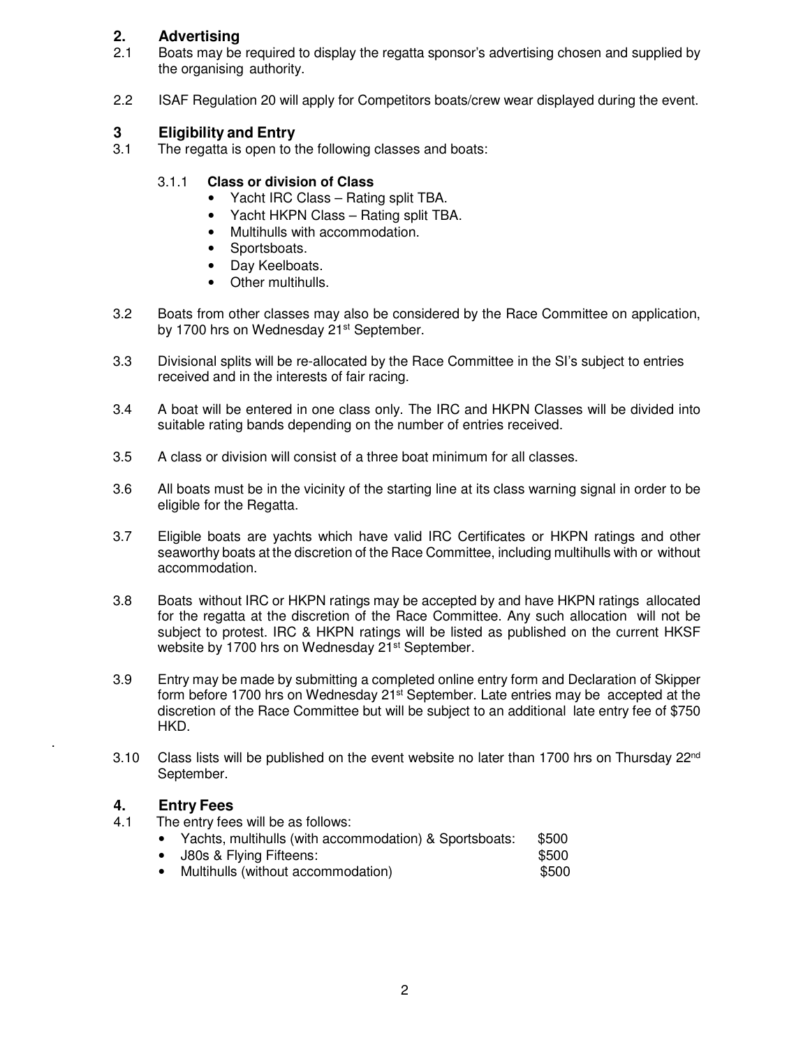## 2. Advertising

2.1 Boats may be required to display the regatta sponsor's advertising chosen and supplied by the organising authority.

2.2 ISAF Regulation 20 will apply for Competitors boats/crew wear displayed during the event.

## 3 Eligibility and Entry

3.1 The regatta is open to the following classes and boats:

3.1.1 **Class or division of Class**

- Yacht IRC Class – Rating split TBA.
- Yacht HKPN Class – Rating split TBA.
- Multihulls with accommodation.
- Sportsboats.
- Day Keelboats.
- Other multihulls.

3.2 Boats from other classes may also be considered by the Race Committee on application, by 1700 hrs on Wednesday 21st September.

3.3 Divisional splits will be re-allocated by the Race Committee in the SI's subject to entries received and in the interests of fair racing.

3.4 A boat will be entered in one class only. The IRC and HKPN Classes will be divided into suitable rating bands depending on the number of entries received.

3.5 A class or division will consist of a three boat minimum for all classes.

3.6 All boats must be in the vicinity of the starting line at its class warning signal in order to be eligible for the Regatta.

3.7 Eligible boats are yachts which have valid IRC Certificates or HKPN ratings and other seaworthy boats at the discretion of the Race Committee, including multihulls with or without accommodation.

3.8 Boats without IRC or HKPN ratings may be accepted by and have HKPN ratings allocated for the regatta at the discretion of the Race Committee. Any such allocation will not be subject to protest. IRC & HKPN ratings will be listed as published on the current HKSF website by 1700 hrs on Wednesday 21st September.

3.9 Entry may be made by submitting a completed online entry form and Declaration of Skipper form before 1700 hrs on Wednesday 21st September. Late entries may be accepted at the discretion of the Race Committee but will be subject to an additional late entry fee of $750 HKD.

3.10 Class lists will be published on the event website no later than 1700 hrs on Thursday 22nd September.

## 4. Entry Fees

4.1 The entry fees will be as follows:

- Yachts, multihulls (with accommodation) & Sportsboats: $500
- J80s & Flying Fifteens: $500
- Multihulls (without accommodation) $500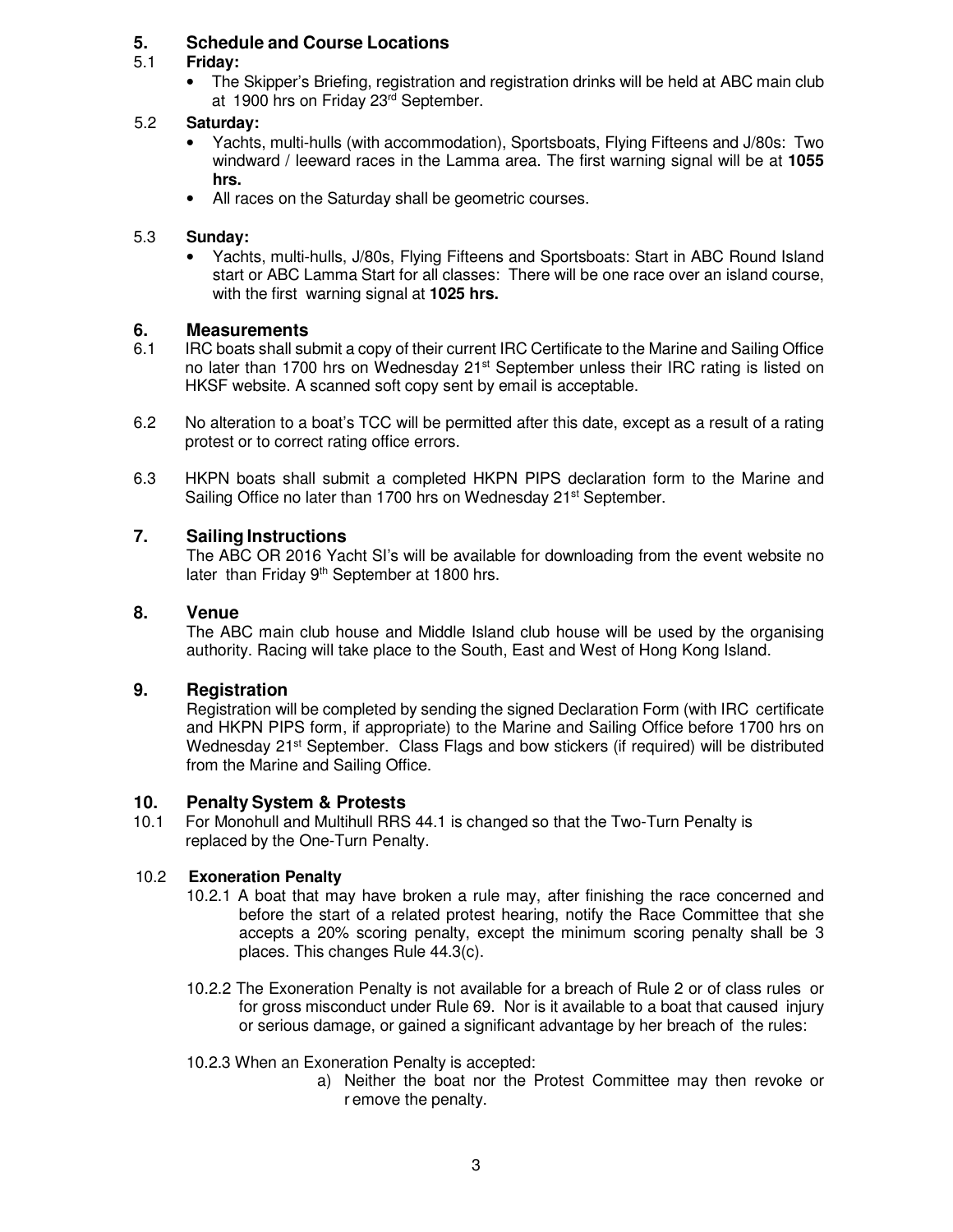## 5. Schedule and Course Locations

### 5.1 Friday:

- The Skipper's Briefing, registration and registration drinks will be held at ABC main club at 1900 hrs on Friday 23rd September.

### 5.2 Saturday:

- Yachts, multi-hulls (with accommodation), Sportsboats, Flying Fifteens and J/80s: Two windward / leeward races in the Lamma area. The first warning signal will be at **1055 hrs.**
- All races on the Saturday shall be geometric courses.

### 5.3 Sunday:

- Yachts, multi-hulls, J/80s, Flying Fifteens and Sportsboats: Start in ABC Round Island start or ABC Lamma Start for all classes: There will be one race over an island course, with the first warning signal at **1025 hrs.**

## 6. Measurements

6.1 IRC boats shall submit a copy of their current IRC Certificate to the Marine and Sailing Office no later than 1700 hrs on Wednesday 21st September unless their IRC rating is listed on HKSF website. A scanned soft copy sent by email is acceptable.

6.2 No alteration to a boat's TCC will be permitted after this date, except as a result of a rating protest or to correct rating office errors.

6.3 HKPN boats shall submit a completed HKPN PIPS declaration form to the Marine and Sailing Office no later than 1700 hrs on Wednesday 21st September.

## 7. Sailing Instructions

The ABC OR 2016 Yacht SI's will be available for downloading from the event website no later than Friday 9th September at 1800 hrs.

## 8. Venue

The ABC main club house and Middle Island club house will be used by the organising authority. Racing will take place to the South, East and West of Hong Kong Island.

## 9. Registration

Registration will be completed by sending the signed Declaration Form (with IRC certificate and HKPN PIPS form, if appropriate) to the Marine and Sailing Office before 1700 hrs on Wednesday 21st September. Class Flags and bow stickers (if required) will be distributed from the Marine and Sailing Office.

## 10. Penalty System & Protests

10.1 For Monohull and Multihull RRS 44.1 is changed so that the Two-Turn Penalty is replaced by the One-Turn Penalty.

### 10.2 Exoneration Penalty

10.2.1 A boat that may have broken a rule may, after finishing the race concerned and before the start of a related protest hearing, notify the Race Committee that she accepts a 20% scoring penalty, except the minimum scoring penalty shall be 3 places. This changes Rule 44.3(c).

10.2.2 The Exoneration Penalty is not available for a breach of Rule 2 or of class rules or for gross misconduct under Rule 69. Nor is it available to a boat that caused injury or serious damage, or gained a significant advantage by her breach of the rules:

10.2.3 When an Exoneration Penalty is accepted:

a) Neither the boat nor the Protest Committee may then revoke or remove the penalty.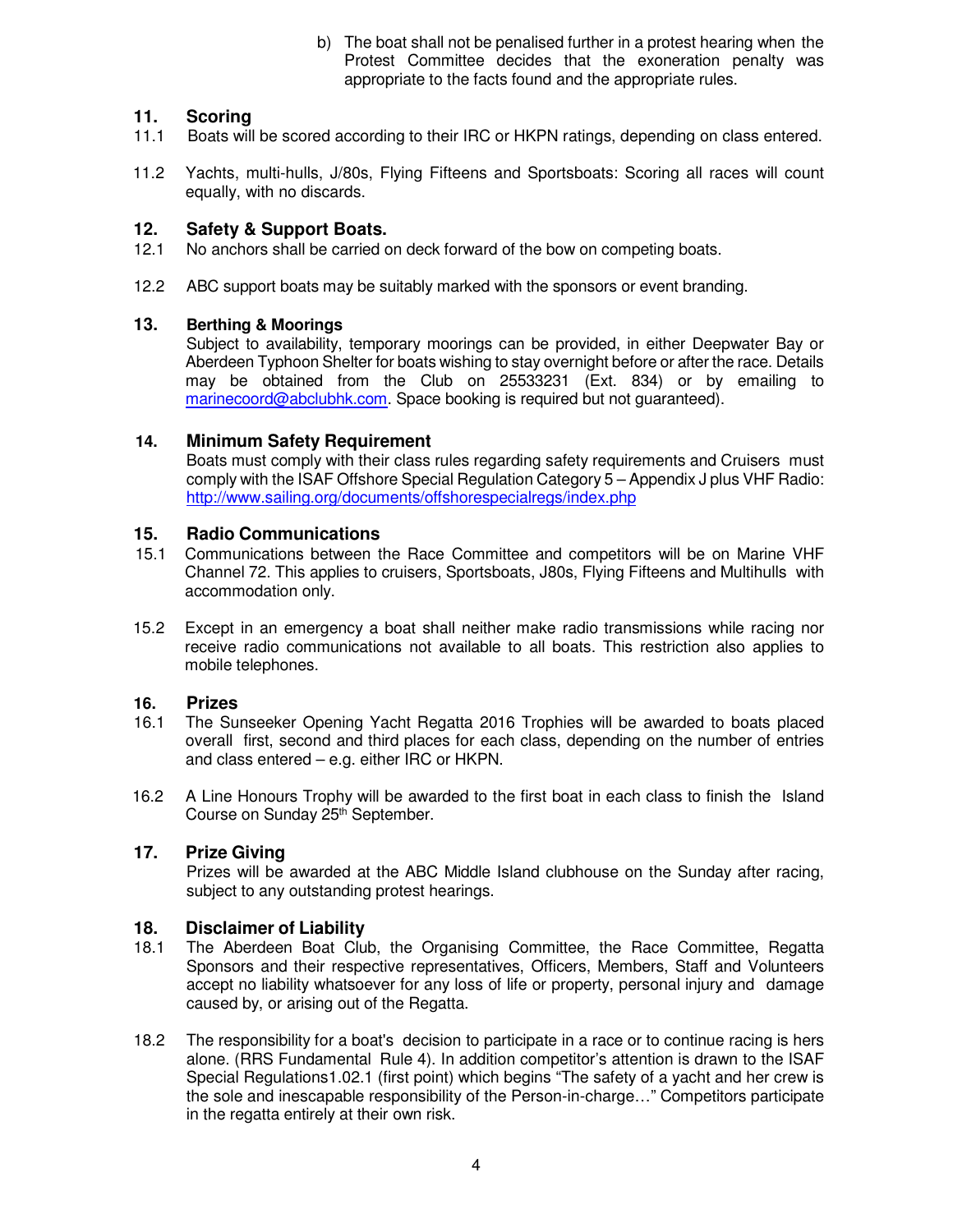b) The boat shall not be penalised further in a protest hearing when the Protest Committee decides that the exoneration penalty was appropriate to the facts found and the appropriate rules.

## 11. Scoring

11.1 Boats will be scored according to their IRC or HKPN ratings, depending on class entered.

11.2 Yachts, multi-hulls, J/80s, Flying Fifteens and Sportsboats: Scoring all races will count equally, with no discards.

## 12. Safety & Support Boats.

12.1 No anchors shall be carried on deck forward of the bow on competing boats.

12.2 ABC support boats may be suitably marked with the sponsors or event branding.

## 13. Berthing & Moorings

Subject to availability, temporary moorings can be provided, in either Deepwater Bay or Aberdeen Typhoon Shelter for boats wishing to stay overnight before or after the race. Details may be obtained from the Club on 25533231 (Ext. 834) or by emailing to marinecoord@abclubhk.com. Space booking is required but not guaranteed).

## 14. Minimum Safety Requirement

Boats must comply with their class rules regarding safety requirements and Cruisers must comply with the ISAF Offshore Special Regulation Category 5 – Appendix J plus VHF Radio: http://www.sailing.org/documents/offshorespecialregs/index.php

## 15. Radio Communications

15.1 Communications between the Race Committee and competitors will be on Marine VHF Channel 72. This applies to cruisers, Sportsboats, J80s, Flying Fifteens and Multihulls with accommodation only.

15.2 Except in an emergency a boat shall neither make radio transmissions while racing nor receive radio communications not available to all boats. This restriction also applies to mobile telephones.

## 16. Prizes

16.1 The Sunseeker Opening Yacht Regatta 2016 Trophies will be awarded to boats placed overall first, second and third places for each class, depending on the number of entries and class entered – e.g. either IRC or HKPN.

16.2 A Line Honours Trophy will be awarded to the first boat in each class to finish the Island Course on Sunday 25th September.

## 17. Prize Giving

Prizes will be awarded at the ABC Middle Island clubhouse on the Sunday after racing, subject to any outstanding protest hearings.

## 18. Disclaimer of Liability

18.1 The Aberdeen Boat Club, the Organising Committee, the Race Committee, Regatta Sponsors and their respective representatives, Officers, Members, Staff and Volunteers accept no liability whatsoever for any loss of life or property, personal injury and damage caused by, or arising out of the Regatta.

18.2 The responsibility for a boat's decision to participate in a race or to continue racing is hers alone. (RRS Fundamental Rule 4). In addition competitor's attention is drawn to the ISAF Special Regulations1.02.1 (first point) which begins "The safety of a yacht and her crew is the sole and inescapable responsibility of the Person-in-charge…" Competitors participate in the regatta entirely at their own risk.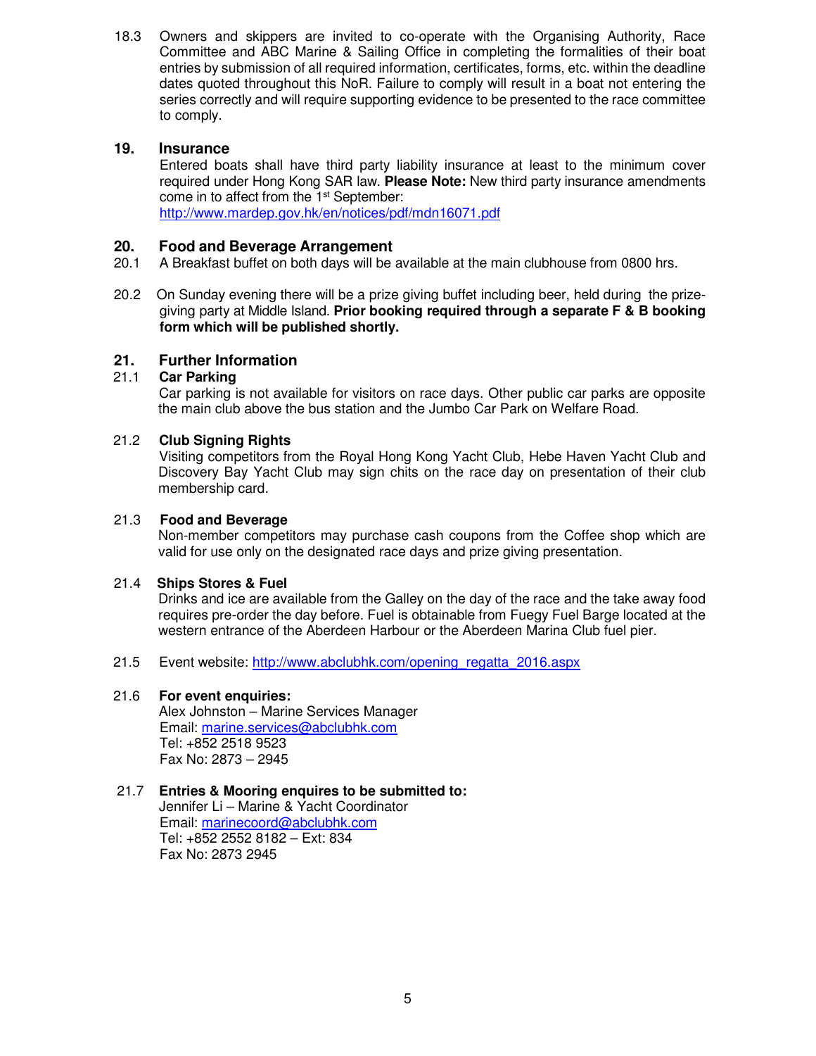18.3 Owners and skippers are invited to co-operate with the Organising Authority, Race Committee and ABC Marine & Sailing Office in completing the formalities of their boat entries by submission of all required information, certificates, forms, etc. within the deadline dates quoted throughout this NoR. Failure to comply will result in a boat not entering the series correctly and will require supporting evidence to be presented to the race committee to comply.

## 19. Insurance

Entered boats shall have third party liability insurance at least to the minimum cover required under Hong Kong SAR law. **Please Note:** New third party insurance amendments come in to affect from the 1st September:
http://www.mardep.gov.hk/en/notices/pdf/mdn16071.pdf

## 20. Food and Beverage Arrangement

20.1 A Breakfast buffet on both days will be available at the main clubhouse from 0800 hrs.

20.2 On Sunday evening there will be a prize giving buffet including beer, held during the prize-giving party at Middle Island. **Prior booking required through a separate F & B booking form which will be published shortly.**

## 21. Further Information

### 21.1 Car Parking

Car parking is not available for visitors on race days. Other public car parks are opposite the main club above the bus station and the Jumbo Car Park on Welfare Road.

### 21.2 Club Signing Rights

Visiting competitors from the Royal Hong Kong Yacht Club, Hebe Haven Yacht Club and Discovery Bay Yacht Club may sign chits on the race day on presentation of their club membership card.

### 21.3 Food and Beverage

Non-member competitors may purchase cash coupons from the Coffee shop which are valid for use only on the designated race days and prize giving presentation.

### 21.4 Ships Stores & Fuel

Drinks and ice are available from the Galley on the day of the race and the take away food requires pre-order the day before. Fuel is obtainable from Fuegy Fuel Barge located at the western entrance of the Aberdeen Harbour or the Aberdeen Marina Club fuel pier.

21.5 Event website: http://www.abclubhk.com/opening_regatta_2016.aspx

### 21.6 For event enquiries:

Alex Johnston – Marine Services Manager
Email: marine.services@abclubhk.com
Tel: +852 2518 9523
Fax No: 2873 – 2945

### 21.7 Entries & Mooring enquires to be submitted to:

Jennifer Li – Marine & Yacht Coordinator
Email: marinecoord@abclubhk.com
Tel: +852 2552 8182 – Ext: 834
Fax No: 2873 2945